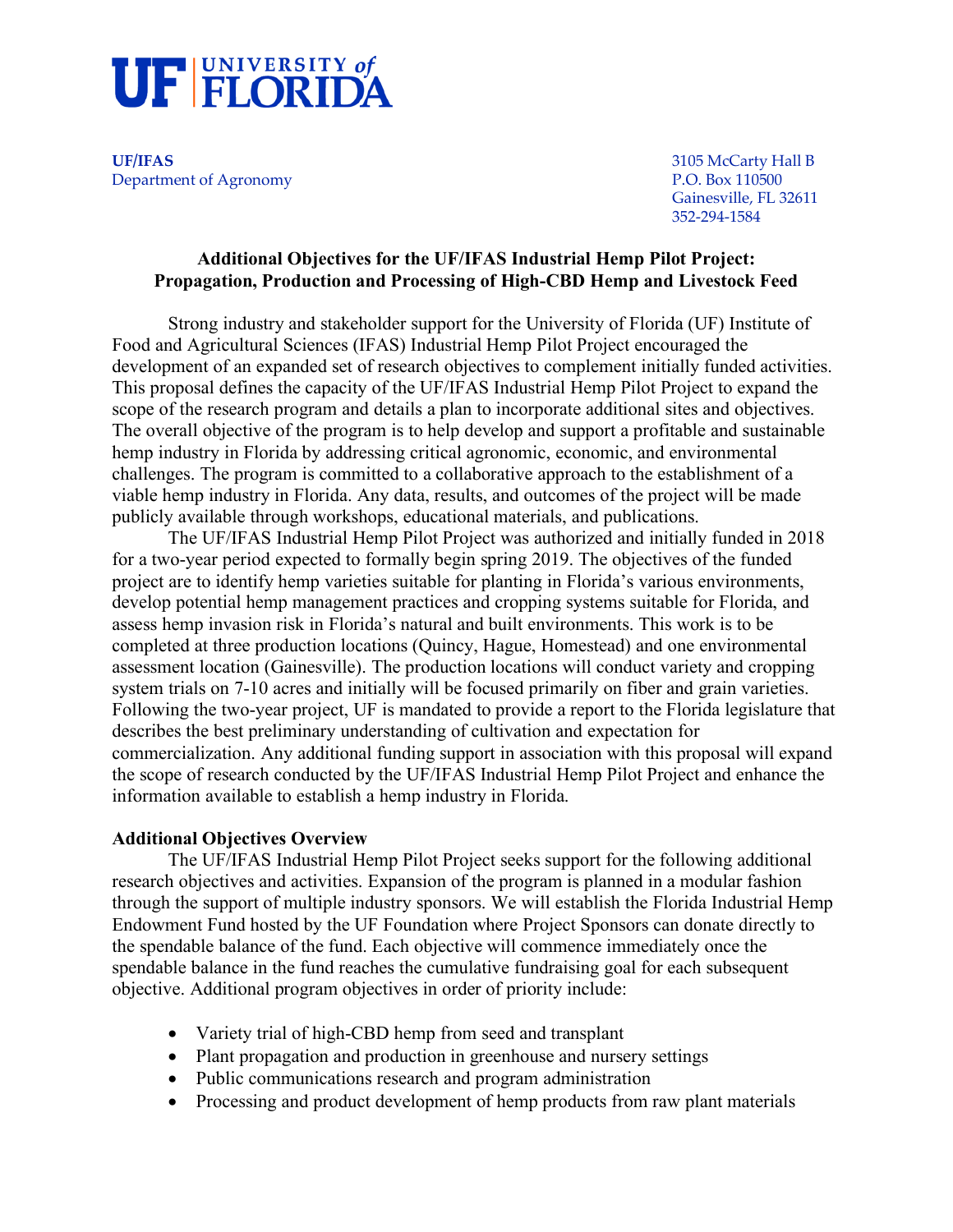# UF | UNIVERSITY of FLORIDA

**UF/IFAS**
Department of Agronomy

3105 McCarty Hall B
P.O. Box 110500
Gainesville, FL 32611
352-294-1584

## Additional Objectives for the UF/IFAS Industrial Hemp Pilot Project: Propagation, Production and Processing of High-CBD Hemp and Livestock Feed

Strong industry and stakeholder support for the University of Florida (UF) Institute of Food and Agricultural Sciences (IFAS) Industrial Hemp Pilot Project encouraged the development of an expanded set of research objectives to complement initially funded activities. This proposal defines the capacity of the UF/IFAS Industrial Hemp Pilot Project to expand the scope of the research program and details a plan to incorporate additional sites and objectives. The overall objective of the program is to help develop and support a profitable and sustainable hemp industry in Florida by addressing critical agronomic, economic, and environmental challenges. The program is committed to a collaborative approach to the establishment of a viable hemp industry in Florida. Any data, results, and outcomes of the project will be made publicly available through workshops, educational materials, and publications.

The UF/IFAS Industrial Hemp Pilot Project was authorized and initially funded in 2018 for a two-year period expected to formally begin spring 2019. The objectives of the funded project are to identify hemp varieties suitable for planting in Florida's various environments, develop potential hemp management practices and cropping systems suitable for Florida, and assess hemp invasion risk in Florida's natural and built environments. This work is to be completed at three production locations (Quincy, Hague, Homestead) and one environmental assessment location (Gainesville). The production locations will conduct variety and cropping system trials on 7-10 acres and initially will be focused primarily on fiber and grain varieties. Following the two-year project, UF is mandated to provide a report to the Florida legislature that describes the best preliminary understanding of cultivation and expectation for commercialization. Any additional funding support in association with this proposal will expand the scope of research conducted by the UF/IFAS Industrial Hemp Pilot Project and enhance the information available to establish a hemp industry in Florida.

### Additional Objectives Overview

The UF/IFAS Industrial Hemp Pilot Project seeks support for the following additional research objectives and activities. Expansion of the program is planned in a modular fashion through the support of multiple industry sponsors. We will establish the Florida Industrial Hemp Endowment Fund hosted by the UF Foundation where Project Sponsors can donate directly to the spendable balance of the fund. Each objective will commence immediately once the spendable balance in the fund reaches the cumulative fundraising goal for each subsequent objective. Additional program objectives in order of priority include:

- Variety trial of high-CBD hemp from seed and transplant
- Plant propagation and production in greenhouse and nursery settings
- Public communications research and program administration
- Processing and product development of hemp products from raw plant materials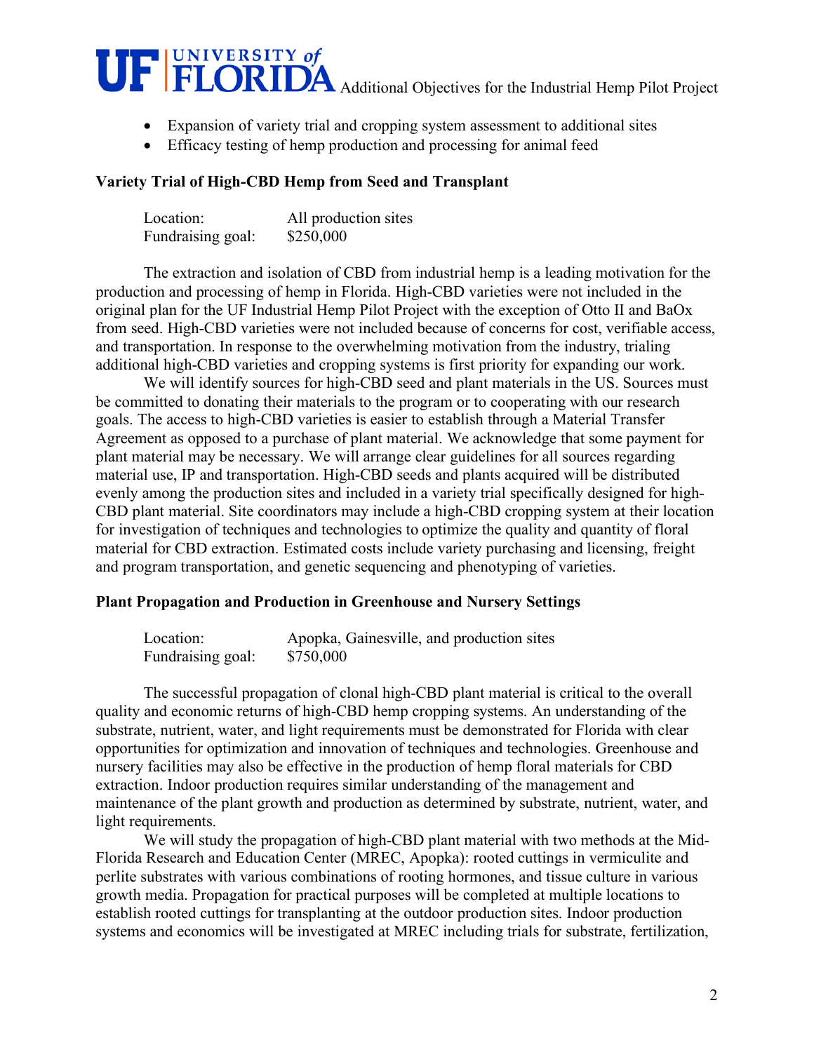- Expansion of variety trial and cropping system assessment to additional sites
- Efficacy testing of hemp production and processing for animal feed

**Variety Trial of High-CBD Hemp from Seed and Transplant**

Location: All production sites
Fundraising goal: $250,000

The extraction and isolation of CBD from industrial hemp is a leading motivation for the production and processing of hemp in Florida. High-CBD varieties were not included in the original plan for the UF Industrial Hemp Pilot Project with the exception of Otto II and BaOx from seed. High-CBD varieties were not included because of concerns for cost, verifiable access, and transportation. In response to the overwhelming motivation from the industry, trialing additional high-CBD varieties and cropping systems is first priority for expanding our work.

We will identify sources for high-CBD seed and plant materials in the US. Sources must be committed to donating their materials to the program or to cooperating with our research goals. The access to high-CBD varieties is easier to establish through a Material Transfer Agreement as opposed to a purchase of plant material. We acknowledge that some payment for plant material may be necessary. We will arrange clear guidelines for all sources regarding material use, IP and transportation. High-CBD seeds and plants acquired will be distributed evenly among the production sites and included in a variety trial specifically designed for high-CBD plant material. Site coordinators may include a high-CBD cropping system at their location for investigation of techniques and technologies to optimize the quality and quantity of floral material for CBD extraction. Estimated costs include variety purchasing and licensing, freight and program transportation, and genetic sequencing and phenotyping of varieties.

**Plant Propagation and Production in Greenhouse and Nursery Settings**

Location: Apopka, Gainesville, and production sites
Fundraising goal: $750,000

The successful propagation of clonal high-CBD plant material is critical to the overall quality and economic returns of high-CBD hemp cropping systems. An understanding of the substrate, nutrient, water, and light requirements must be demonstrated for Florida with clear opportunities for optimization and innovation of techniques and technologies. Greenhouse and nursery facilities may also be effective in the production of hemp floral materials for CBD extraction. Indoor production requires similar understanding of the management and maintenance of the plant growth and production as determined by substrate, nutrient, water, and light requirements.

We will study the propagation of high-CBD plant material with two methods at the Mid-Florida Research and Education Center (MREC, Apopka): rooted cuttings in vermiculite and perlite substrates with various combinations of rooting hormones, and tissue culture in various growth media. Propagation for practical purposes will be completed at multiple locations to establish rooted cuttings for transplanting at the outdoor production sites. Indoor production systems and economics will be investigated at MREC including trials for substrate, fertilization,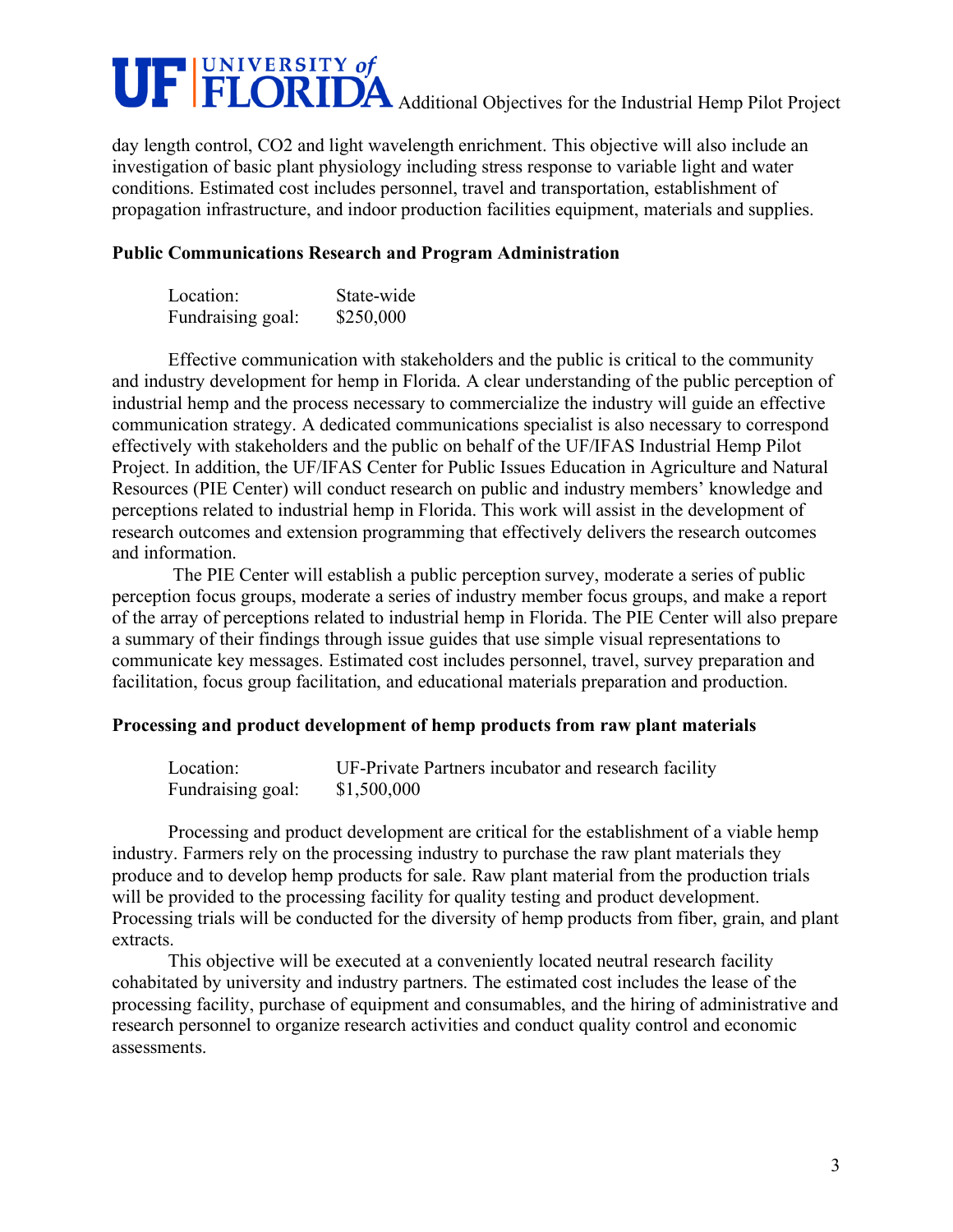day length control, $CO_2$ and light wavelength enrichment. This objective will also include an investigation of basic plant physiology including stress response to variable light and water conditions. Estimated cost includes personnel, travel and transportation, establishment of propagation infrastructure, and indoor production facilities equipment, materials and supplies.

**Public Communications Research and Program Administration**

Location: State-wide
Fundraising goal: $250,000

Effective communication with stakeholders and the public is critical to the community and industry development for hemp in Florida. A clear understanding of the public perception of industrial hemp and the process necessary to commercialize the industry will guide an effective communication strategy. A dedicated communications specialist is also necessary to correspond effectively with stakeholders and the public on behalf of the UF/IFAS Industrial Hemp Pilot Project. In addition, the UF/IFAS Center for Public Issues Education in Agriculture and Natural Resources (PIE Center) will conduct research on public and industry members' knowledge and perceptions related to industrial hemp in Florida. This work will assist in the development of research outcomes and extension programming that effectively delivers the research outcomes and information.

The PIE Center will establish a public perception survey, moderate a series of public perception focus groups, moderate a series of industry member focus groups, and make a report of the array of perceptions related to industrial hemp in Florida. The PIE Center will also prepare a summary of their findings through issue guides that use simple visual representations to communicate key messages. Estimated cost includes personnel, travel, survey preparation and facilitation, focus group facilitation, and educational materials preparation and production.

**Processing and product development of hemp products from raw plant materials**

Location: UF-Private Partners incubator and research facility
Fundraising goal: $1,500,000

Processing and product development are critical for the establishment of a viable hemp industry. Farmers rely on the processing industry to purchase the raw plant materials they produce and to develop hemp products for sale. Raw plant material from the production trials will be provided to the processing facility for quality testing and product development. Processing trials will be conducted for the diversity of hemp products from fiber, grain, and plant extracts.

This objective will be executed at a conveniently located neutral research facility cohabitated by university and industry partners. The estimated cost includes the lease of the processing facility, purchase of equipment and consumables, and the hiring of administrative and research personnel to organize research activities and conduct quality control and economic assessments.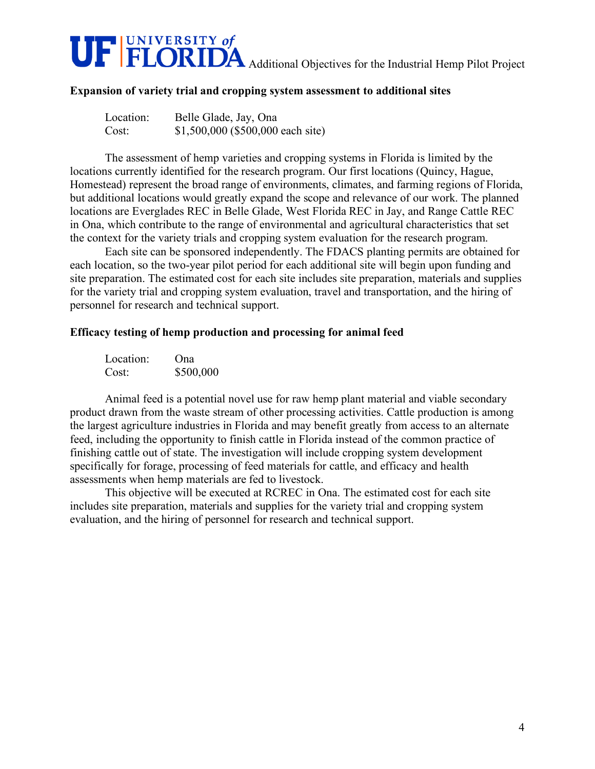## Expansion of variety trial and cropping system assessment to additional sites

Location: Belle Glade, Jay, Ona
Cost: $1,500,000 ($500,000 each site)

The assessment of hemp varieties and cropping systems in Florida is limited by the locations currently identified for the research program. Our first locations (Quincy, Hague, Homestead) represent the broad range of environments, climates, and farming regions of Florida, but additional locations would greatly expand the scope and relevance of our work. The planned locations are Everglades REC in Belle Glade, West Florida REC in Jay, and Range Cattle REC in Ona, which contribute to the range of environmental and agricultural characteristics that set the context for the variety trials and cropping system evaluation for the research program.

Each site can be sponsored independently. The FDACS planting permits are obtained for each location, so the two-year pilot period for each additional site will begin upon funding and site preparation. The estimated cost for each site includes site preparation, materials and supplies for the variety trial and cropping system evaluation, travel and transportation, and the hiring of personnel for research and technical support.

## Efficacy testing of hemp production and processing for animal feed

Location: Ona
Cost: $500,000

Animal feed is a potential novel use for raw hemp plant material and viable secondary product drawn from the waste stream of other processing activities. Cattle production is among the largest agriculture industries in Florida and may benefit greatly from access to an alternate feed, including the opportunity to finish cattle in Florida instead of the common practice of finishing cattle out of state. The investigation will include cropping system development specifically for forage, processing of feed materials for cattle, and efficacy and health assessments when hemp materials are fed to livestock.

This objective will be executed at RCREC in Ona. The estimated cost for each site includes site preparation, materials and supplies for the variety trial and cropping system evaluation, and the hiring of personnel for research and technical support.